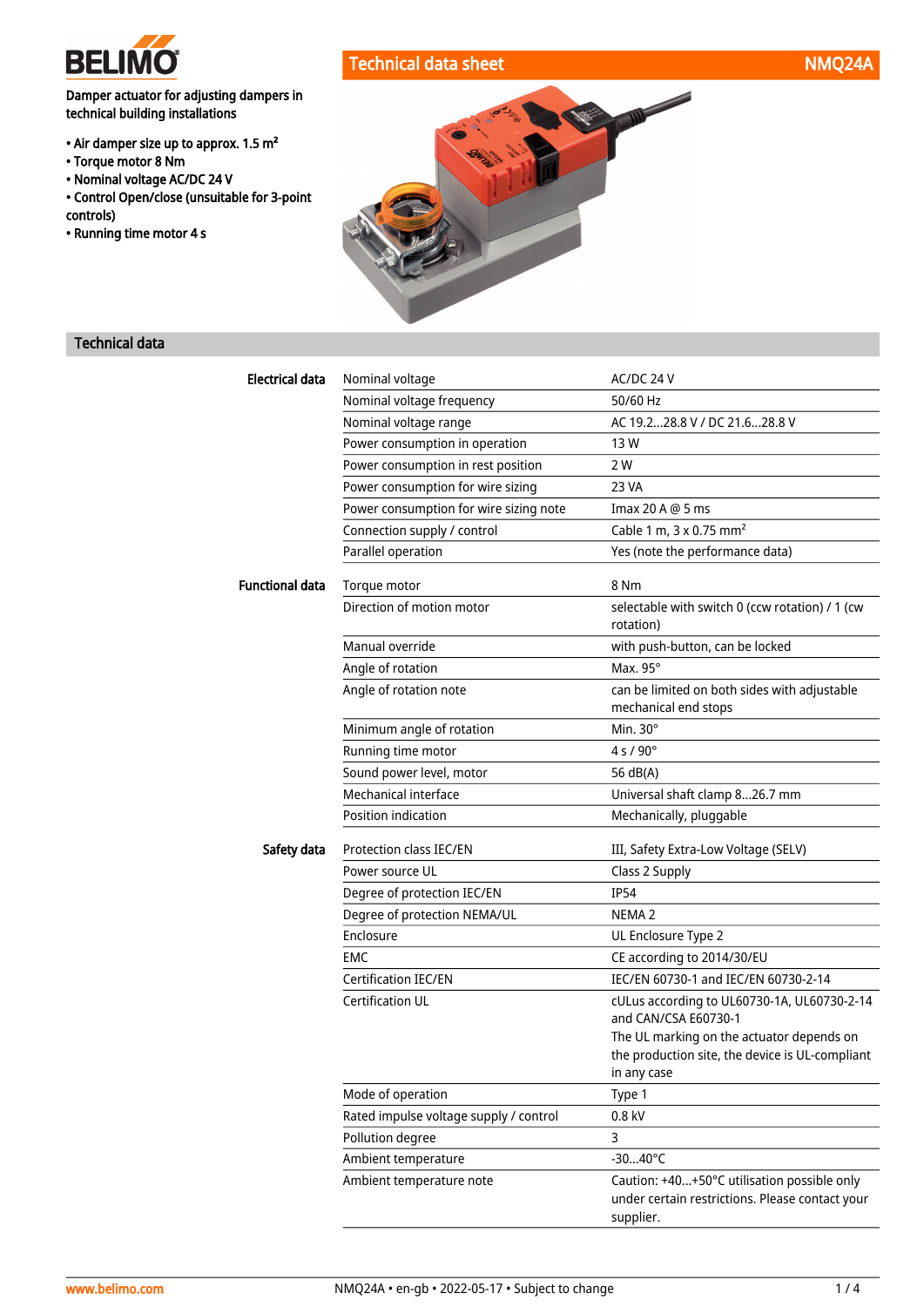# Technical data sheet NMQ24A

**Damper actuator for adjusting dampers in technical building installations**

- Air damper size up to approx. 1.5 m²
- Torque motor 8 Nm
- Nominal voltage AC/DC 24 V
- Control Open/close (unsuitable for 3-point controls)
- Running time motor 4 s

## Technical data

| | | |
|---|---|---|
| **Electrical data** | Nominal voltage | AC/DC 24 V |
| | Nominal voltage frequency | 50/60 Hz |
| | Nominal voltage range | AC 19.2...28.8 V / DC 21.6...28.8 V |
| | Power consumption in operation | 13 W |
| | Power consumption in rest position | 2 W |
| | Power consumption for wire sizing | 23 VA |
| | Power consumption for wire sizing note | Imax 20 A @ 5 ms |
| | Connection supply / control | Cable 1 m, 3 x 0.75 mm² |
| | Parallel operation | Yes (note the performance data) |
| **Functional data** | Torque motor | 8 Nm |
| | Direction of motion motor | selectable with switch 0 (ccw rotation) / 1 (cw rotation) |
| | Manual override | with push-button, can be locked |
| | Angle of rotation | Max. 95° |
| | Angle of rotation note | can be limited on both sides with adjustable mechanical end stops |
| | Minimum angle of rotation | Min. 30° |
| | Running time motor | 4 s / 90° |
| | Sound power level, motor | 56 dB(A) |
| | Mechanical interface | Universal shaft clamp 8...26.7 mm |
| | Position indication | Mechanically, pluggable |
| **Safety data** | Protection class IEC/EN | III, Safety Extra-Low Voltage (SELV) |
| | Power source UL | Class 2 Supply |
| | Degree of protection IEC/EN | IP54 |
| | Degree of protection NEMA/UL | NEMA 2 |
| | Enclosure | UL Enclosure Type 2 |
| | EMC | CE according to 2014/30/EU |
| | Certification IEC/EN | IEC/EN 60730-1 and IEC/EN 60730-2-14 |
| | Certification UL | cULus according to UL60730-1A, UL60730-2-14 and CAN/CSA E60730-1<br>The UL marking on the actuator depends on the production site, the device is UL-compliant in any case |
| | Mode of operation | Type 1 |
| | Rated impulse voltage supply / control | 0.8 kV |
| | Pollution degree | 3 |
| | Ambient temperature | -30...40°C |
| | Ambient temperature note | Caution: +40...+50°C utilisation possible only under certain restrictions. Please contact your supplier. |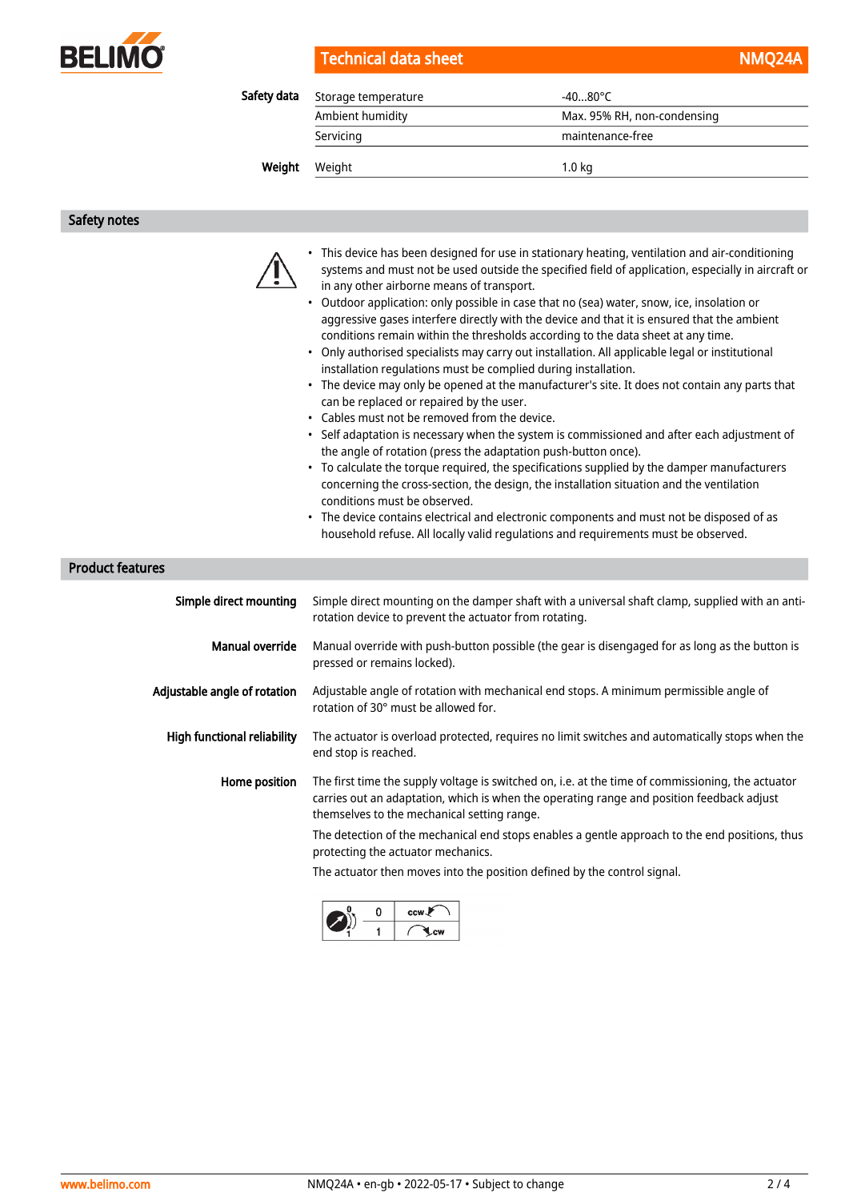| | | |
|---|---|---|
| **Safety data** | Storage temperature | -40...80°C |
| | Ambient humidity | Max. 95% RH, non-condensing |
| | Servicing | maintenance-free |
| **Weight** | Weight | 1.0 kg |

## Safety notes

- This device has been designed for use in stationary heating, ventilation and air-conditioning systems and must not be used outside the specified field of application, especially in aircraft or in any other airborne means of transport.
- Outdoor application: only possible in case that no (sea) water, snow, ice, insolation or aggressive gases interfere directly with the device and that it is ensured that the ambient conditions remain within the thresholds according to the data sheet at any time.
- Only authorised specialists may carry out installation. All applicable legal or institutional installation regulations must be complied during installation.
- The device may only be opened at the manufacturer's site. It does not contain any parts that can be replaced or repaired by the user.
- Cables must not be removed from the device.
- Self adaptation is necessary when the system is commissioned and after each adjustment of the angle of rotation (press the adaptation push-button once).
- To calculate the torque required, the specifications supplied by the damper manufacturers concerning the cross-section, the design, the installation situation and the ventilation conditions must be observed.
- The device contains electrical and electronic components and must not be disposed of as household refuse. All locally valid regulations and requirements must be observed.

## Product features

**Simple direct mounting**

Simple direct mounting on the damper shaft with a universal shaft clamp, supplied with an anti-rotation device to prevent the actuator from rotating.

**Manual override**

Manual override with push-button possible (the gear is disengaged for as long as the button is pressed or remains locked).

**Adjustable angle of rotation**

Adjustable angle of rotation with mechanical end stops. A minimum permissible angle of rotation of 30° must be allowed for.

**High functional reliability**

The actuator is overload protected, requires no limit switches and automatically stops when the end stop is reached.

**Home position**

The first time the supply voltage is switched on, i.e. at the time of commissioning, the actuator carries out an adaptation, which is when the operating range and position feedback adjust themselves to the mechanical setting range.

The detection of the mechanical end stops enables a gentle approach to the end positions, thus protecting the actuator mechanics.

The actuator then moves into the position defined by the control signal.

| Switch | Direction |
|---|---|
| 0 | ccw |
| 1 | cw |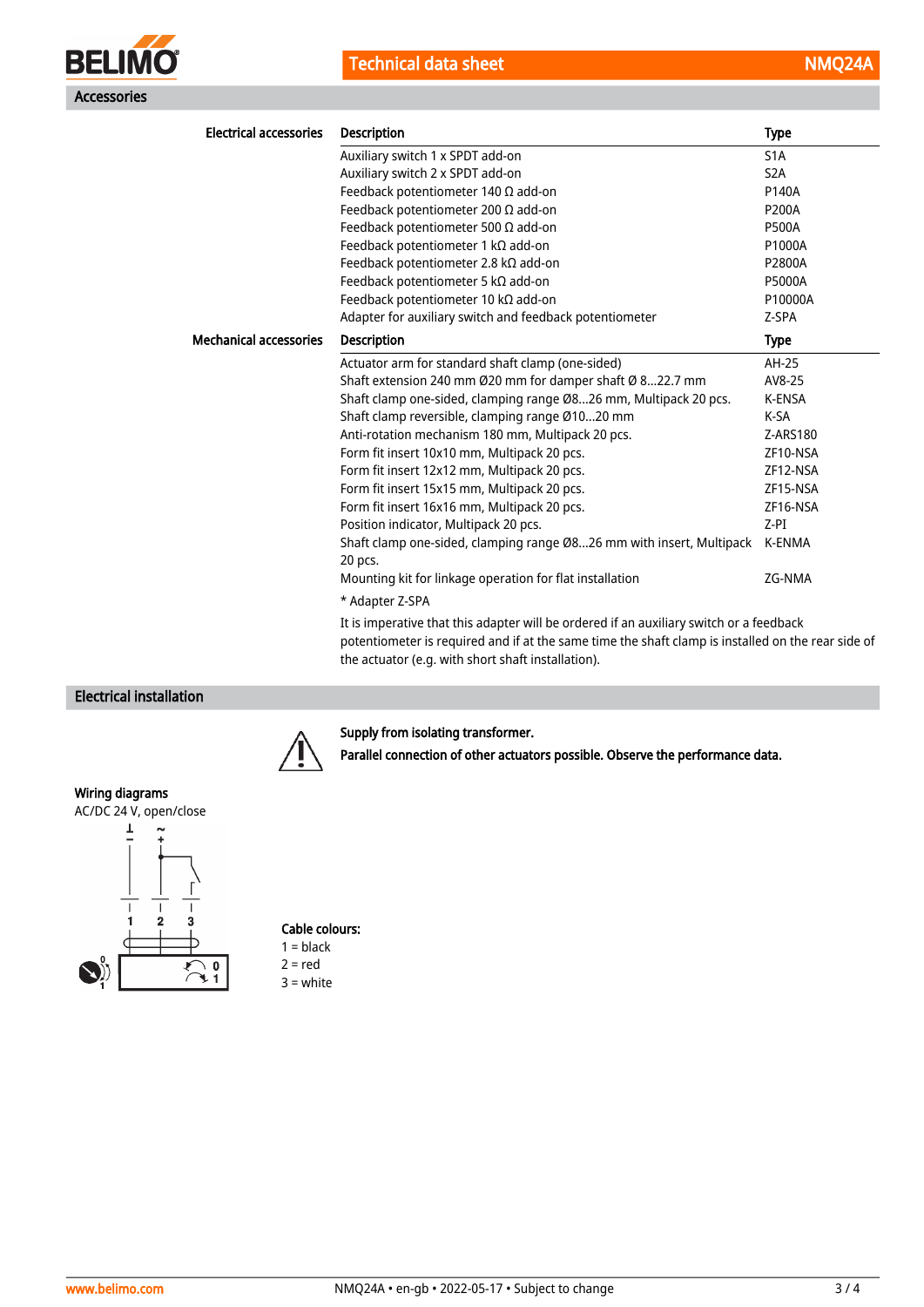## Accessories

**Electrical accessories**

| Description | Type |
|---|---|
| Auxiliary switch 1 x SPDT add-on | S1A |
| Auxiliary switch 2 x SPDT add-on | S2A |
| Feedback potentiometer 140 Ω add-on | P140A |
| Feedback potentiometer 200 Ω add-on | P200A |
| Feedback potentiometer 500 Ω add-on | P500A |
| Feedback potentiometer 1 kΩ add-on | P1000A |
| Feedback potentiometer 2.8 kΩ add-on | P2800A |
| Feedback potentiometer 5 kΩ add-on | P5000A |
| Feedback potentiometer 10 kΩ add-on | P10000A |
| Adapter for auxiliary switch and feedback potentiometer | Z-SPA |

**Mechanical accessories**

| Description | Type |
|---|---|
| Actuator arm for standard shaft clamp (one-sided) | AH-25 |
| Shaft extension 240 mm Ø20 mm for damper shaft Ø 8...22.7 mm | AV8-25 |
| Shaft clamp one-sided, clamping range Ø8...26 mm, Multipack 20 pcs. | K-ENSA |
| Shaft clamp reversible, clamping range Ø10...20 mm | K-SA |
| Anti-rotation mechanism 180 mm, Multipack 20 pcs. | Z-ARS180 |
| Form fit insert 10x10 mm, Multipack 20 pcs. | ZF10-NSA |
| Form fit insert 12x12 mm, Multipack 20 pcs. | ZF12-NSA |
| Form fit insert 15x15 mm, Multipack 20 pcs. | ZF15-NSA |
| Form fit insert 16x16 mm, Multipack 20 pcs. | ZF16-NSA |
| Position indicator, Multipack 20 pcs. | Z-PI |
| Shaft clamp one-sided, clamping range Ø8...26 mm with insert, Multipack 20 pcs. | K-ENMA |
| Mounting kit for linkage operation for flat installation | ZG-NMA |

* Adapter Z-SPA

It is imperative that this adapter will be ordered if an auxiliary switch or a feedback potentiometer is required and if at the same time the shaft clamp is installed on the rear side of the actuator (e.g. with short shaft installation).

## Electrical installation

**Supply from isolating transformer.**

**Parallel connection of other actuators possible. Observe the performance data.**

### Wiring diagrams

AC/DC 24 V, open/close

⊥ −   ~ +

1   2   3

0
1

**Cable colours:**
1 = black
2 = red
3 = white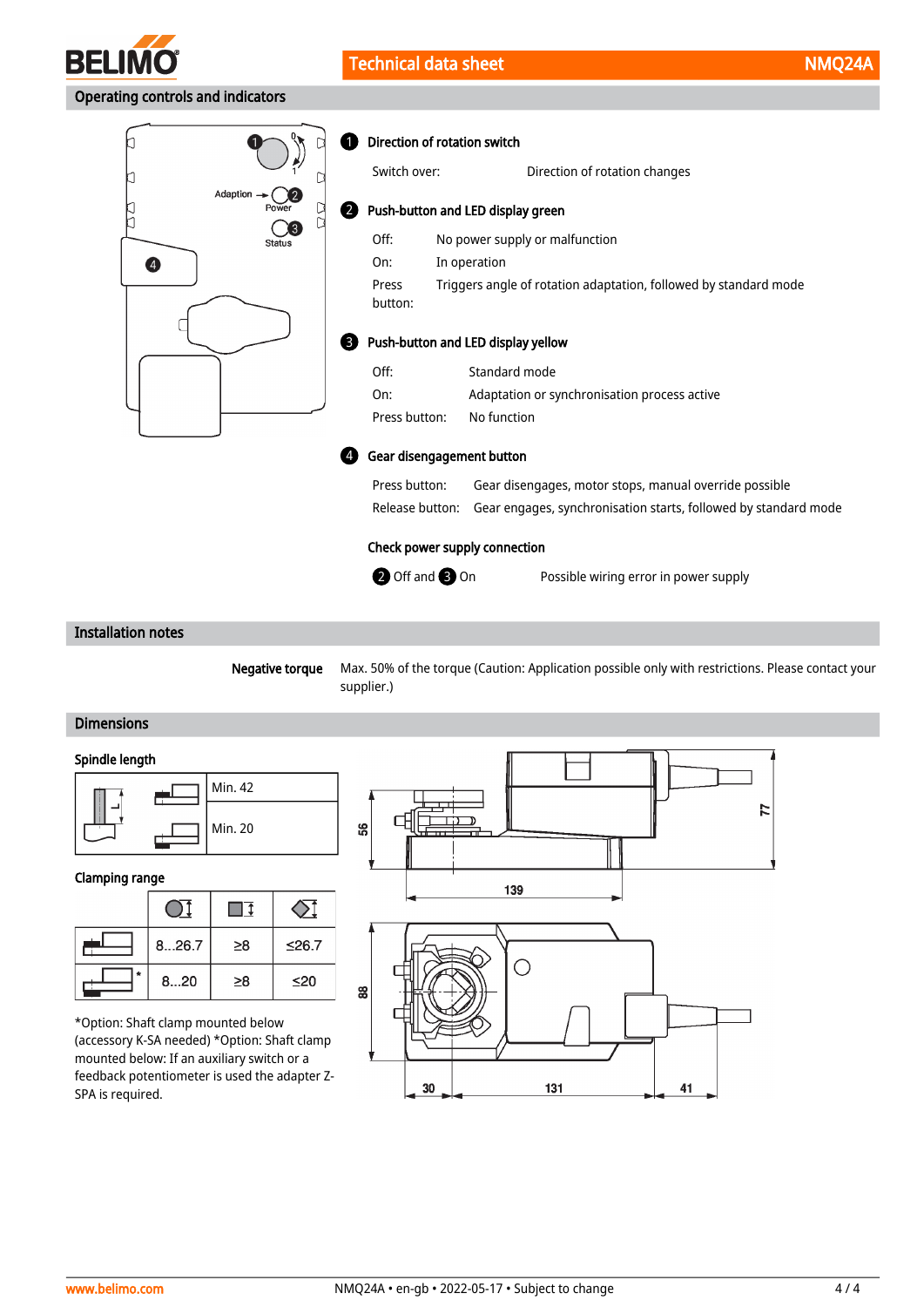## Operating controls and indicators

Adaption
Power
Status

**1 Direction of rotation switch**

Switch over: Direction of rotation changes

**2 Push-button and LED display green**

Off: No power supply or malfunction
On: In operation
Press button: Triggers angle of rotation adaptation, followed by standard mode

**3 Push-button and LED display yellow**

Off: Standard mode
On: Adaptation or synchronisation process active
Press button: No function

**4 Gear disengagement button**

Press button: Gear disengages, motor stops, manual override possible
Release button: Gear engages, synchronisation starts, followed by standard mode

**Check power supply connection**

2 Off and 3 On — Possible wiring error in power supply

## Installation notes

**Negative torque** Max. 50% of the torque (Caution: Application possible only with restrictions. Please contact your supplier.)

## Dimensions

**Spindle length**

| | |
|---|---|
| | Min. 42 |
| | Min. 20 |

**Clamping range**

| | ● | ■ | ◆ |
|---|---|---|---|
| | 8...26.7 | ≥8 | ≤26.7 |
| * | 8...20 | ≥8 | ≤20 |

*Option: Shaft clamp mounted below (accessory K-SA needed) *Option: Shaft clamp mounted below: If an auxiliary switch or a feedback potentiometer is used the adapter Z-SPA is required.

56
77
139
88
30
131
41